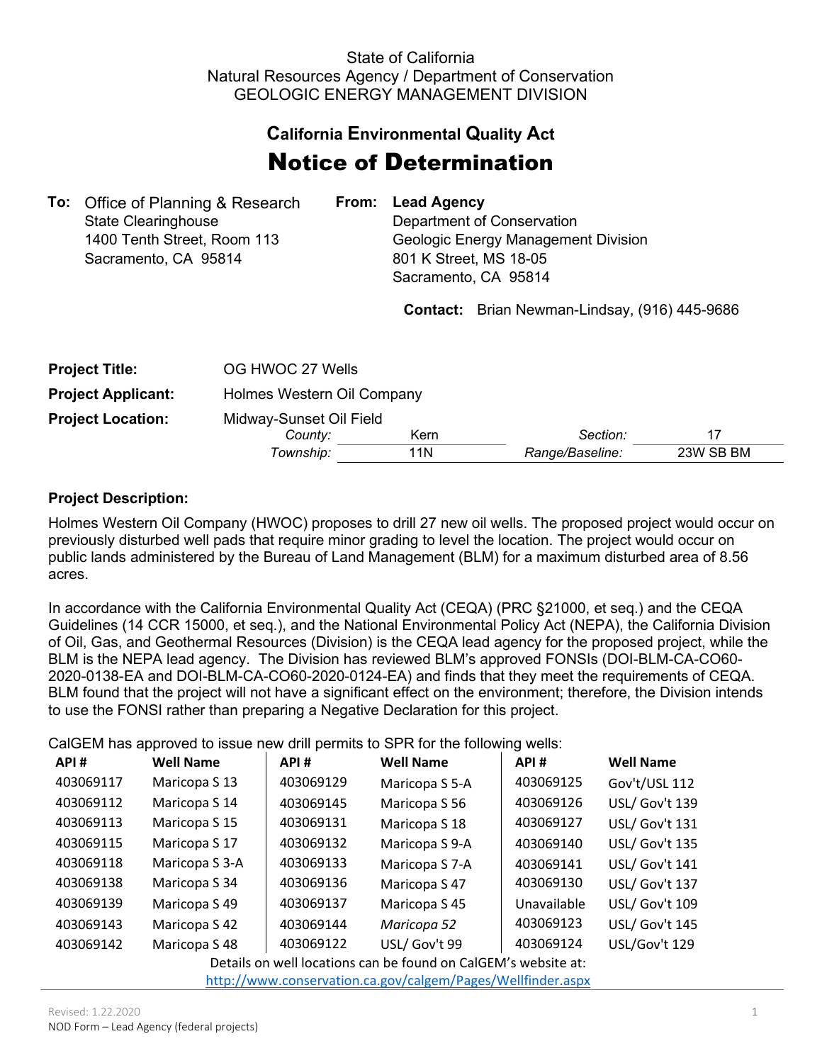State of California
Natural Resources Agency / Department of Conservation
GEOLOGIC ENERGY MANAGEMENT DIVISION

# California Environmental Quality Act

# Notice of Determination

**To:** Office of Planning & Research
State Clearinghouse
1400 Tenth Street, Room 113
Sacramento, CA 95814

**From:** **Lead Agency**
Department of Conservation
Geologic Energy Management Division
801 K Street, MS 18-05
Sacramento, CA 95814

**Contact:** Brian Newman-Lindsay, (916) 445-9686

**Project Title:** OG HWOC 27 Wells

**Project Applicant:** Holmes Western Oil Company

**Project Location:** Midway-Sunset Oil Field

| *County:* | Kern | *Section:* | 17 |
|---|---|---|---|
| *Township:* | 11N | *Range/Baseline:* | 23W SB BM |

**Project Description:**

Holmes Western Oil Company (HWOC) proposes to drill 27 new oil wells. The proposed project would occur on previously disturbed well pads that require minor grading to level the location. The project would occur on public lands administered by the Bureau of Land Management (BLM) for a maximum disturbed area of 8.56 acres.

In accordance with the California Environmental Quality Act (CEQA) (PRC §21000, et seq.) and the CEQA Guidelines (14 CCR 15000, et seq.), and the National Environmental Policy Act (NEPA), the California Division of Oil, Gas, and Geothermal Resources (Division) is the CEQA lead agency for the proposed project, while the BLM is the NEPA lead agency. The Division has reviewed BLM's approved FONSIs (DOI-BLM-CA-CO60-2020-0138-EA and DOI-BLM-CA-CO60-2020-0124-EA) and finds that they meet the requirements of CEQA. BLM found that the project will not have a significant effect on the environment; therefore, the Division intends to use the FONSI rather than preparing a Negative Declaration for this project.

CalGEM has approved to issue new drill permits to SPR for the following wells:

| API # | Well Name | API # | Well Name | API # | Well Name |
|---|---|---|---|---|---|
| 403069117 | Maricopa S 13 | 403069129 | Maricopa S 5-A | 403069125 | Gov't/USL 112 |
| 403069112 | Maricopa S 14 | 403069145 | Maricopa S 56 | 403069126 | USL/ Gov't 139 |
| 403069113 | Maricopa S 15 | 403069131 | Maricopa S 18 | 403069127 | USL/ Gov't 131 |
| 403069115 | Maricopa S 17 | 403069132 | Maricopa S 9-A | 403069140 | USL/ Gov't 135 |
| 403069118 | Maricopa S 3-A | 403069133 | Maricopa S 7-A | 403069141 | USL/ Gov't 141 |
| 403069138 | Maricopa S 34 | 403069136 | Maricopa S 47 | 403069130 | USL/ Gov't 137 |
| 403069139 | Maricopa S 49 | 403069137 | Maricopa S 45 | Unavailable | USL/ Gov't 109 |
| 403069143 | Maricopa S 42 | 403069144 | *Maricopa 52* | 403069123 | USL/ Gov't 145 |
| 403069142 | Maricopa S 48 | 403069122 | USL/ Gov't 99 | 403069124 | USL/Gov't 129 |

Details on well locations can be found on CalGEM's website at:
http://www.conservation.ca.gov/calgem/Pages/Wellfinder.aspx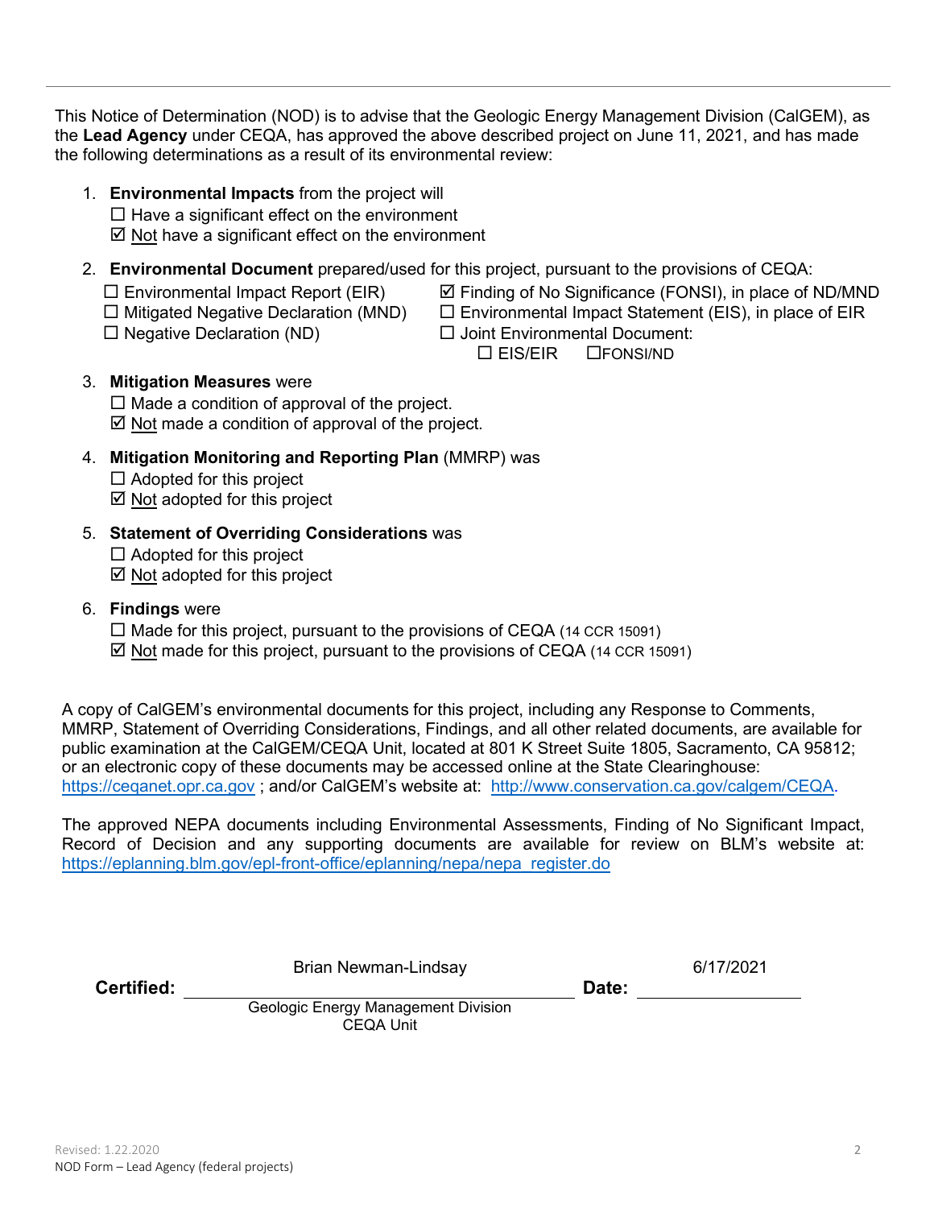This Notice of Determination (NOD) is to advise that the Geologic Energy Management Division (CalGEM), as the **Lead Agency** under CEQA, has approved the above described project on June 11, 2021, and has made the following determinations as a result of its environmental review:

1. **Environmental Impacts** from the project will
   - ☐ Have a significant effect on the environment
   - ☑ Not have a significant effect on the environment

2. **Environmental Document** prepared/used for this project, pursuant to the provisions of CEQA:
   - ☐ Environmental Impact Report (EIR)
   - ☐ Mitigated Negative Declaration (MND)
   - ☐ Negative Declaration (ND)
   - ☑ Finding of No Significance (FONSI), in place of ND/MND
   - ☐ Environmental Impact Statement (EIS), in place of EIR
   - ☐ Joint Environmental Document:
     - ☐ EIS/EIR ☐FONSI/ND

3. **Mitigation Measures** were
   - ☐ Made a condition of approval of the project.
   - ☑ Not made a condition of approval of the project.

4. **Mitigation Monitoring and Reporting Plan** (MMRP) was
   - ☐ Adopted for this project
   - ☑ Not adopted for this project

5. **Statement of Overriding Considerations** was
   - ☐ Adopted for this project
   - ☑ Not adopted for this project

6. **Findings** were
   - ☐ Made for this project, pursuant to the provisions of CEQA (14 CCR 15091)
   - ☑ Not made for this project, pursuant to the provisions of CEQA (14 CCR 15091)

A copy of CalGEM's environmental documents for this project, including any Response to Comments, MMRP, Statement of Overriding Considerations, Findings, and all other related documents, are available for public examination at the CalGEM/CEQA Unit, located at 801 K Street Suite 1805, Sacramento, CA 95812; or an electronic copy of these documents may be accessed online at the State Clearinghouse: https://ceqanet.opr.ca.gov ; and/or CalGEM's website at: http://www.conservation.ca.gov/calgem/CEQA.

The approved NEPA documents including Environmental Assessments, Finding of No Significant Impact, Record of Decision and any supporting documents are available for review on BLM's website at: https://eplanning.blm.gov/epl-front-office/eplanning/nepa/nepa_register.do

**Certified:** Brian Newman-Lindsay
Geologic Energy Management Division
CEQA Unit

**Date:** 6/17/2021

Revised: 1.22.2020
NOD Form – Lead Agency (federal projects)